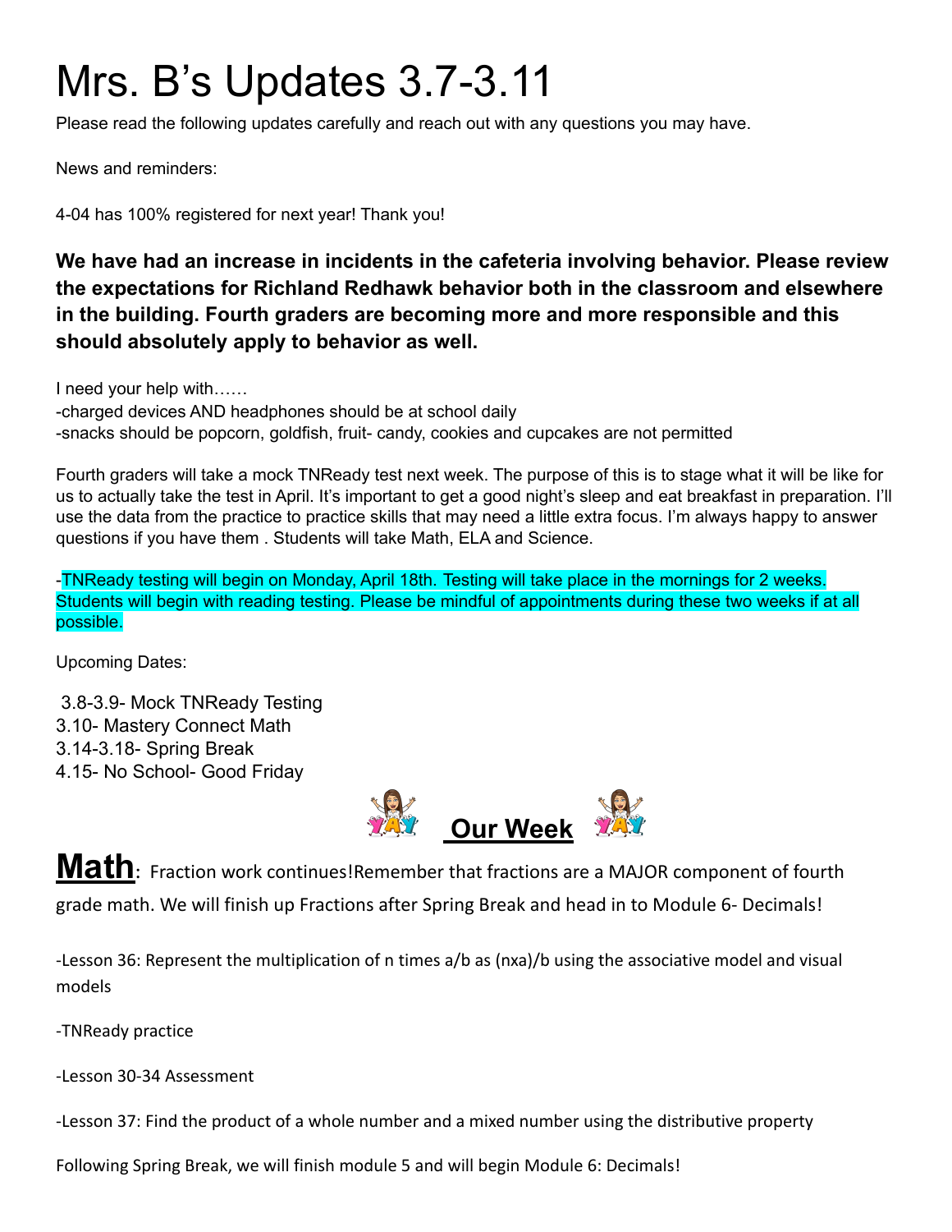# Mrs. B's Updates 3.7-3.11

Please read the following updates carefully and reach out with any questions you may have.

News and reminders:

4-04 has 100% registered for next year! Thank you!

**We have had an increase in incidents in the cafeteria involving behavior. Please review the expectations for Richland Redhawk behavior both in the classroom and elsewhere in the building. Fourth graders are becoming more and more responsible and this should absolutely apply to behavior as well.**

I need your help with……
-charged devices AND headphones should be at school daily
-snacks should be popcorn, goldfish, fruit- candy, cookies and cupcakes are not permitted

Fourth graders will take a mock TNReady test next week. The purpose of this is to stage what it will be like for us to actually take the test in April. It's important to get a good night's sleep and eat breakfast in preparation. I'll use the data from the practice to practice skills that may need a little extra focus. I'm always happy to answer questions if you have them . Students will take Math, ELA and Science.

-TNReady testing will begin on Monday, April 18th. Testing will take place in the mornings for 2 weeks. Students will begin with reading testing. Please be mindful of appointments during these two weeks if at all possible.

Upcoming Dates:

3.8-3.9- Mock TNReady Testing
3.10- Mastery Connect Math
3.14-3.18- Spring Break
4.15- No School- Good Friday

## Our Week

**Math**: Fraction work continues!Remember that fractions are a MAJOR component of fourth grade math. We will finish up Fractions after Spring Break and head in to Module 6- Decimals!

-Lesson 36: Represent the multiplication of n times a/b as (nxa)/b using the associative model and visual models

-TNReady practice

-Lesson 30-34 Assessment

-Lesson 37: Find the product of a whole number and a mixed number using the distributive property

Following Spring Break, we will finish module 5 and will begin Module 6: Decimals!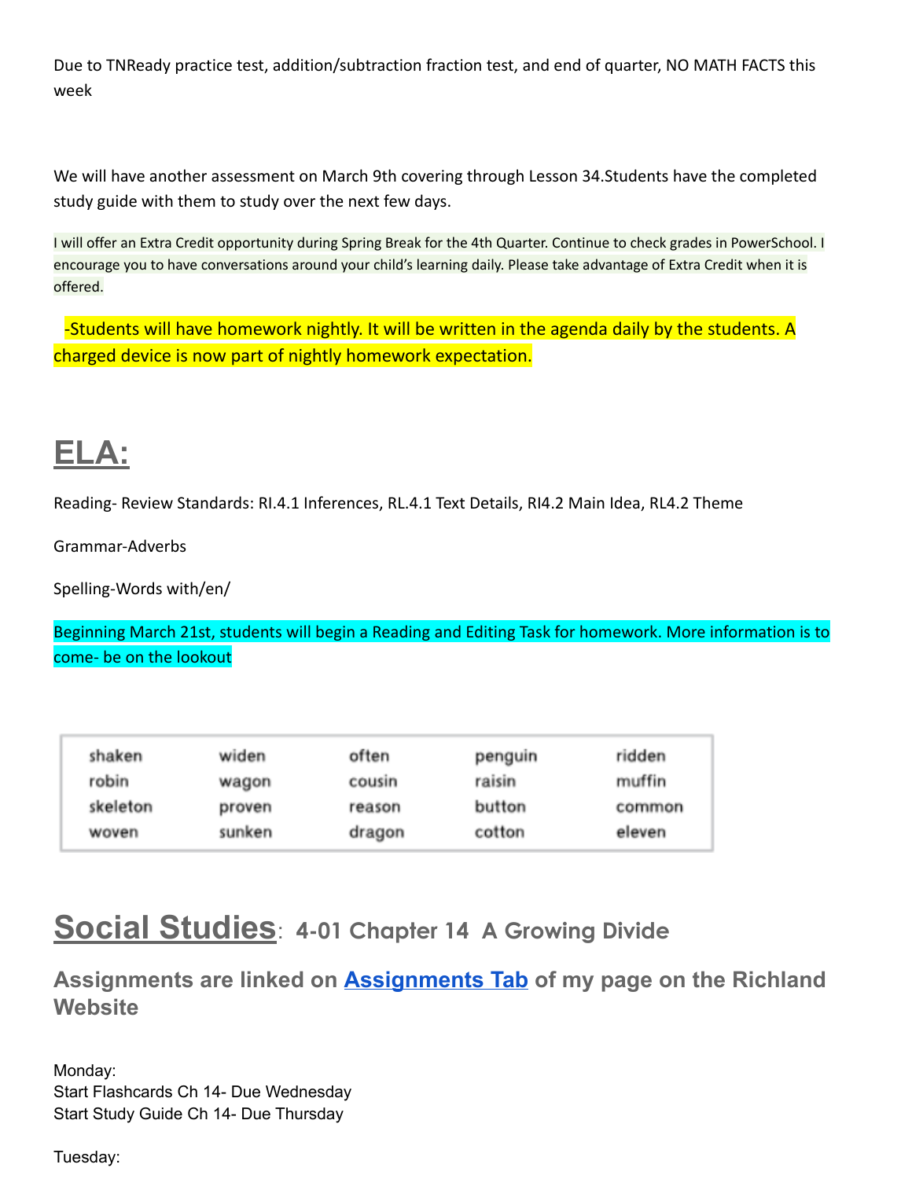Due to TNReady practice test, addition/subtraction fraction test, and end of quarter, NO MATH FACTS this week

We will have another assessment on March 9th covering through Lesson 34.Students have the completed study guide with them to study over the next few days.

I will offer an Extra Credit opportunity during Spring Break for the 4th Quarter. Continue to check grades in PowerSchool. I encourage you to have conversations around your child's learning daily. Please take advantage of Extra Credit when it is offered.

-Students will have homework nightly. It will be written in the agenda daily by the students. A charged device is now part of nightly homework expectation.

# ELA:

Reading- Review Standards: RI.4.1 Inferences, RL.4.1 Text Details, RI4.2 Main Idea, RL4.2 Theme

Grammar-Adverbs

Spelling-Words with/en/

Beginning March 21st, students will begin a Reading and Editing Task for homework. More information is to come- be on the lookout

| | | | | |
|---|---|---|---|---|
| shaken | widen | often | penguin | ridden |
| robin | wagon | cousin | raisin | muffin |
| skeleton | proven | reason | button | common |
| woven | sunken | dragon | cotton | eleven |

# Social Studies: 4-01 Chapter 14 A Growing Divide

## Assignments are linked on Assignments Tab of my page on the Richland Website

Monday:
Start Flashcards Ch 14- Due Wednesday
Start Study Guide Ch 14- Due Thursday

Tuesday: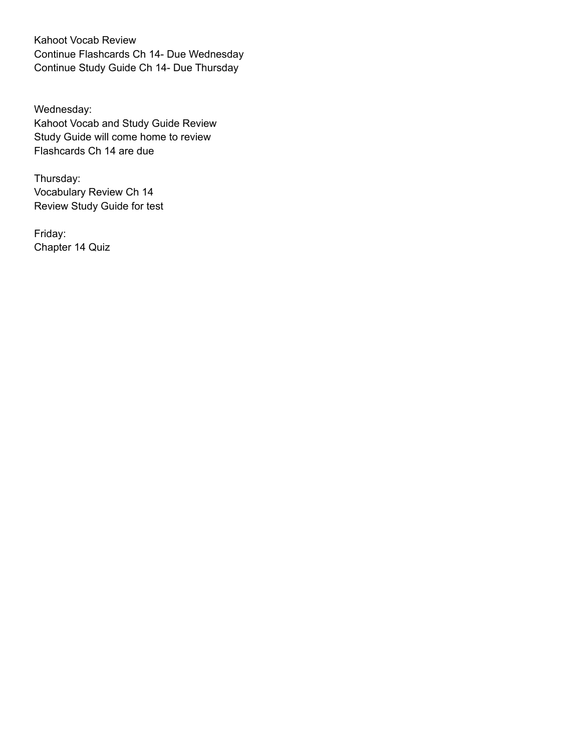Kahoot Vocab Review
Continue Flashcards Ch 14- Due Wednesday
Continue Study Guide Ch 14- Due Thursday

Wednesday:
Kahoot Vocab and Study Guide Review
Study Guide will come home to review
Flashcards Ch 14 are due

Thursday:
Vocabulary Review Ch 14
Review Study Guide for test

Friday:
Chapter 14 Quiz